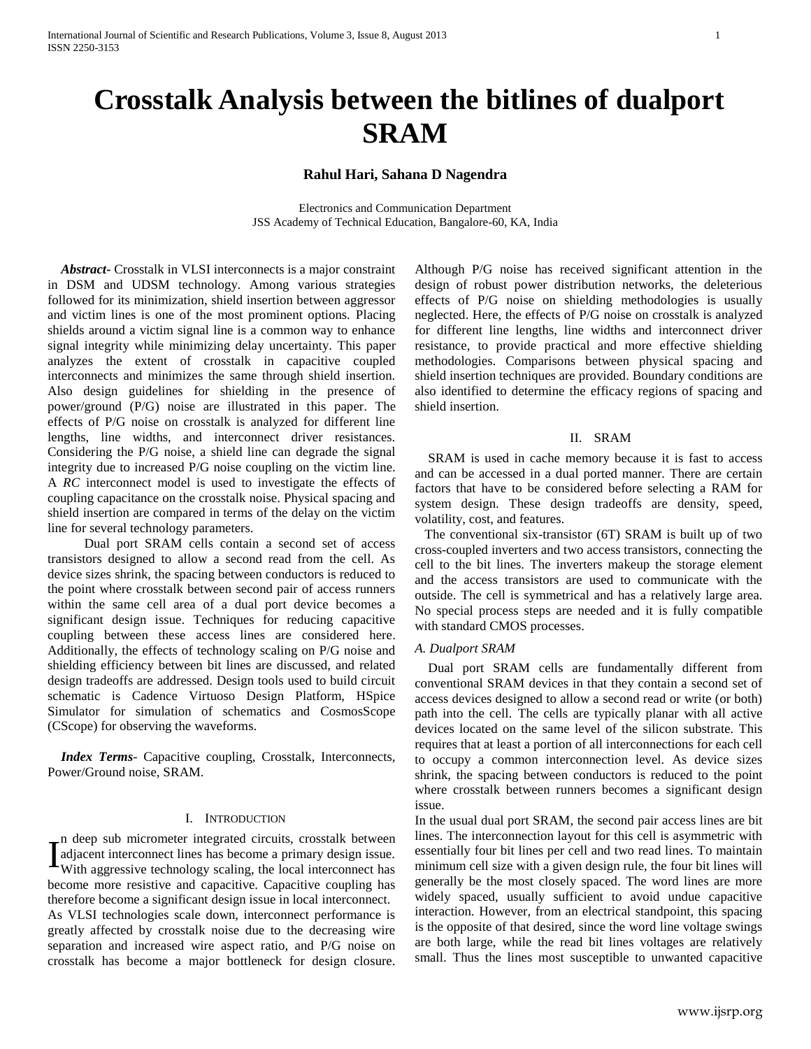# Crosstalk Analysis between the bitlines of dualport SRAM

**Rahul Hari, Sahana D Nagendra**

Electronics and Communication Department
JSS Academy of Technical Education, Bangalore-60, KA, India

***Abstract-*** Crosstalk in VLSI interconnects is a major constraint in DSM and UDSM technology. Among various strategies followed for its minimization, shield insertion between aggressor and victim lines is one of the most prominent options. Placing shields around a victim signal line is a common way to enhance signal integrity while minimizing delay uncertainty. This paper analyzes the extent of crosstalk in capacitive coupled interconnects and minimizes the same through shield insertion. Also design guidelines for shielding in the presence of power/ground (P/G) noise are illustrated in this paper. The effects of P/G noise on crosstalk is analyzed for different line lengths, line widths, and interconnect driver resistances. Considering the P/G noise, a shield line can degrade the signal integrity due to increased P/G noise coupling on the victim line. A *RC* interconnect model is used to investigate the effects of coupling capacitance on the crosstalk noise. Physical spacing and shield insertion are compared in terms of the delay on the victim line for several technology parameters.

Dual port SRAM cells contain a second set of access transistors designed to allow a second read from the cell. As device sizes shrink, the spacing between conductors is reduced to the point where crosstalk between second pair of access runners within the same cell area of a dual port device becomes a significant design issue. Techniques for reducing capacitive coupling between these access lines are considered here. Additionally, the effects of technology scaling on P/G noise and shielding efficiency between bit lines are discussed, and related design tradeoffs are addressed. Design tools used to build circuit schematic is Cadence Virtuoso Design Platform, HSpice Simulator for simulation of schematics and CosmosScope (CScope) for observing the waveforms.

***Index Terms*-** Capacitive coupling, Crosstalk, Interconnects, Power/Ground noise, SRAM.

## I. Introduction

In deep sub micrometer integrated circuits, crosstalk between adjacent interconnect lines has become a primary design issue. With aggressive technology scaling, the local interconnect has become more resistive and capacitive. Capacitive coupling has therefore become a significant design issue in local interconnect.

As VLSI technologies scale down, interconnect performance is greatly affected by crosstalk noise due to the decreasing wire separation and increased wire aspect ratio, and P/G noise on crosstalk has become a major bottleneck for design closure. Although P/G noise has received significant attention in the design of robust power distribution networks, the deleterious effects of P/G noise on shielding methodologies is usually neglected. Here, the effects of P/G noise on crosstalk is analyzed for different line lengths, line widths and interconnect driver resistance, to provide practical and more effective shielding methodologies. Comparisons between physical spacing and shield insertion techniques are provided. Boundary conditions are also identified to determine the efficacy regions of spacing and shield insertion.

## II. SRAM

SRAM is used in cache memory because it is fast to access and can be accessed in a dual ported manner. There are certain factors that have to be considered before selecting a RAM for system design. These design tradeoffs are density, speed, volatility, cost, and features.

The conventional six-transistor (6T) SRAM is built up of two cross-coupled inverters and two access transistors, connecting the cell to the bit lines. The inverters makeup the storage element and the access transistors are used to communicate with the outside. The cell is symmetrical and has a relatively large area. No special process steps are needed and it is fully compatible with standard CMOS processes.

### *A. Dualport SRAM*

Dual port SRAM cells are fundamentally different from conventional SRAM devices in that they contain a second set of access devices designed to allow a second read or write (or both) path into the cell. The cells are typically planar with all active devices located on the same level of the silicon substrate. This requires that at least a portion of all interconnections for each cell to occupy a common interconnection level. As device sizes shrink, the spacing between conductors is reduced to the point where crosstalk between runners becomes a significant design issue.

In the usual dual port SRAM, the second pair access lines are bit lines. The interconnection layout for this cell is asymmetric with essentially four bit lines per cell and two read lines. To maintain minimum cell size with a given design rule, the four bit lines will generally be the most closely spaced. The word lines are more widely spaced, usually sufficient to avoid undue capacitive interaction. However, from an electrical standpoint, this spacing is the opposite of that desired, since the word line voltage swings are both large, while the read bit lines voltages are relatively small. Thus the lines most susceptible to unwanted capacitive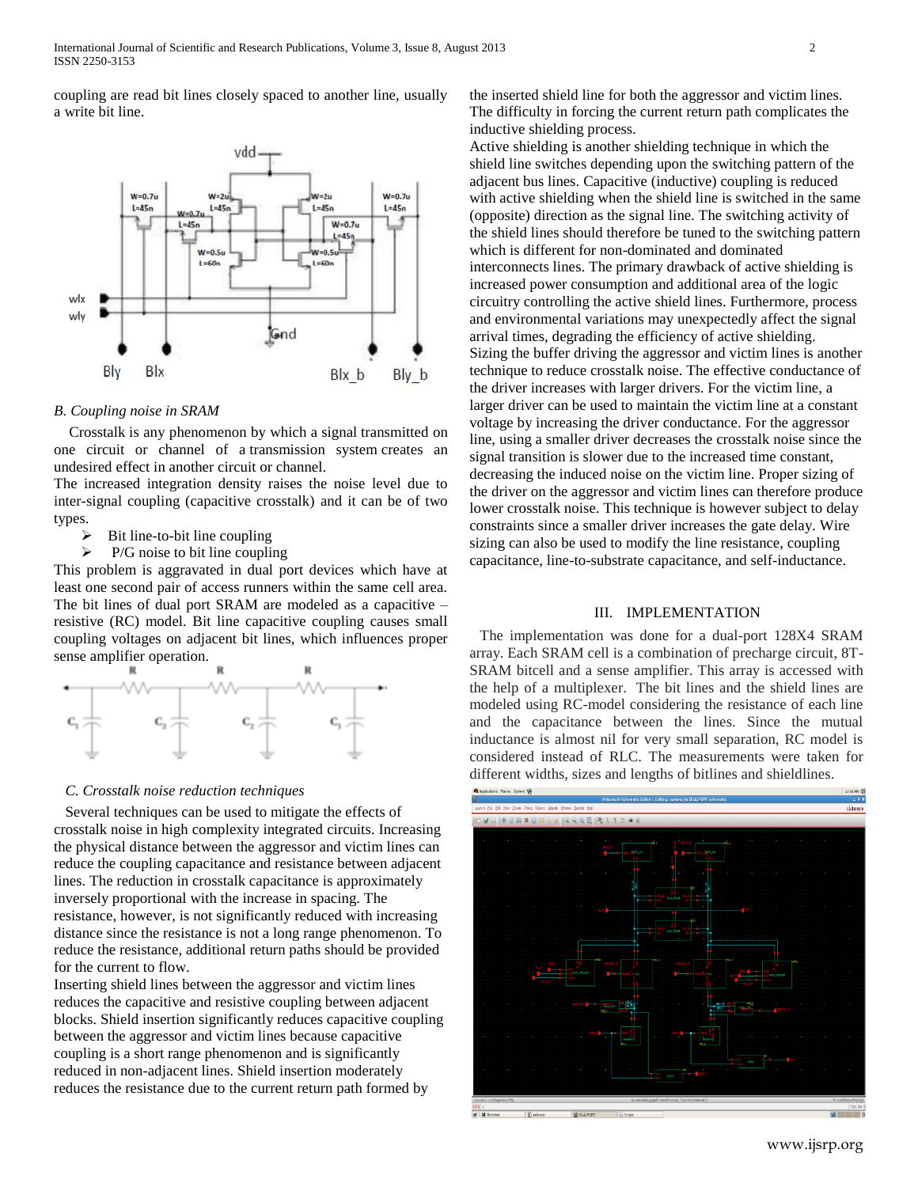coupling are read bit lines closely spaced to another line, usually a write bit line.

### B. Coupling noise in SRAM

Crosstalk is any phenomenon by which a signal transmitted on one circuit or channel of a transmission system creates an undesired effect in another circuit or channel.

The increased integration density raises the noise level due to inter-signal coupling (capacitive crosstalk) and it can be of two types.

- Bit line-to-bit line coupling
- P/G noise to bit line coupling

This problem is aggravated in dual port devices which have at least one second pair of access runners within the same cell area. The bit lines of dual port SRAM are modeled as a capacitive – resistive (RC) model. Bit line capacitive coupling causes small coupling voltages on adjacent bit lines, which influences proper sense amplifier operation.

### C. Crosstalk noise reduction techniques

Several techniques can be used to mitigate the effects of crosstalk noise in high complexity integrated circuits. Increasing the physical distance between the aggressor and victim lines can reduce the coupling capacitance and resistance between adjacent lines. The reduction in crosstalk capacitance is approximately inversely proportional with the increase in spacing. The resistance, however, is not significantly reduced with increasing distance since the resistance is not a long range phenomenon. To reduce the resistance, additional return paths should be provided for the current to flow.

Inserting shield lines between the aggressor and victim lines reduces the capacitive and resistive coupling between adjacent blocks. Shield insertion significantly reduces capacitive coupling between the aggressor and victim lines because capacitive coupling is a short range phenomenon and is significantly reduced in non-adjacent lines. Shield insertion moderately reduces the resistance due to the current return path formed by the inserted shield line for both the aggressor and victim lines. The difficulty in forcing the current return path complicates the inductive shielding process.

Active shielding is another shielding technique in which the shield line switches depending upon the switching pattern of the adjacent bus lines. Capacitive (inductive) coupling is reduced with active shielding when the shield line is switched in the same (opposite) direction as the signal line. The switching activity of the shield lines should therefore be tuned to the switching pattern which is different for non-dominated and dominated interconnects lines. The primary drawback of active shielding is increased power consumption and additional area of the logic circuitry controlling the active shield lines. Furthermore, process and environmental variations may unexpectedly affect the signal arrival times, degrading the efficiency of active shielding.

Sizing the buffer driving the aggressor and victim lines is another technique to reduce crosstalk noise. The effective conductance of the driver increases with larger drivers. For the victim line, a larger driver can be used to maintain the victim line at a constant voltage by increasing the driver conductance. For the aggressor line, using a smaller driver decreases the crosstalk noise since the signal transition is slower due to the increased time constant, decreasing the induced noise on the victim line. Proper sizing of the driver on the aggressor and victim lines can therefore produce lower crosstalk noise. This technique is however subject to delay constraints since a smaller driver increases the gate delay. Wire sizing can also be used to modify the line resistance, coupling capacitance, line-to-substrate capacitance, and self-inductance.

## III. IMPLEMENTATION

The implementation was done for a dual-port 128X4 SRAM array. Each SRAM cell is a combination of precharge circuit, 8T-SRAM bitcell and a sense amplifier. This array is accessed with the help of a multiplexer. The bit lines and the shield lines are modeled using RC-model considering the resistance of each line and the capacitance between the lines. Since the mutual inductance is almost nil for very small separation, RC model is considered instead of RLC. The measurements were taken for different widths, sizes and lengths of bitlines and shieldlines.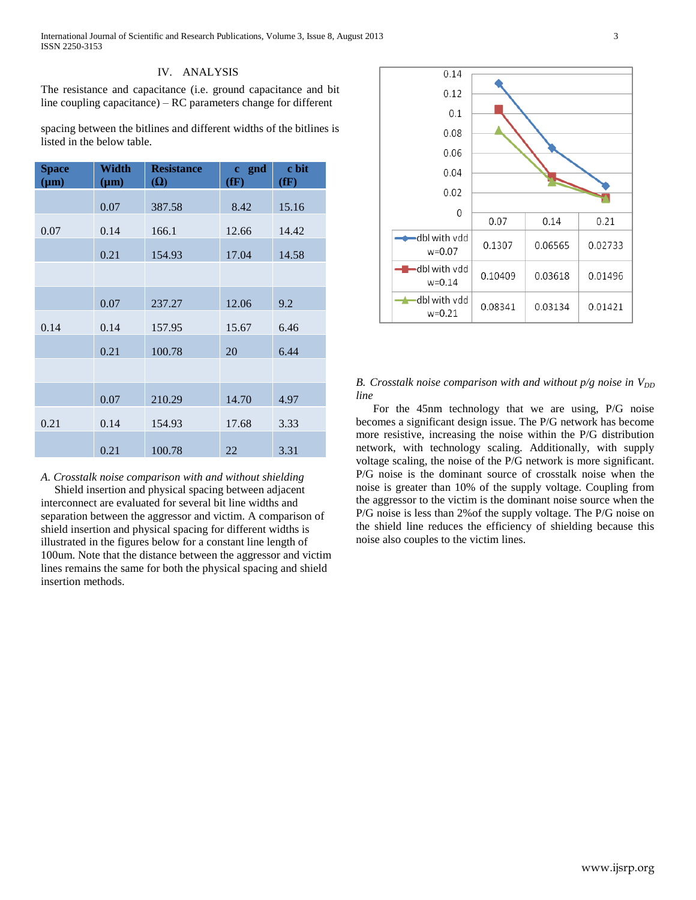## IV. ANALYSIS

The resistance and capacitance (i.e. ground capacitance and bit line coupling capacitance) – RC parameters change for different spacing between the bitlines and different widths of the bitlines is listed in the below table.

| Space (µm) | Width (µm) | Resistance (Ω) | c gnd (fF) | c bit (fF) |
|---|---|---|---|---|
| | 0.07 | 387.58 | 8.42 | 15.16 |
| 0.07 | 0.14 | 166.1 | 12.66 | 14.42 |
| | 0.21 | 154.93 | 17.04 | 14.58 |
| | | | | |
| | 0.07 | 237.27 | 12.06 | 9.2 |
| 0.14 | 0.14 | 157.95 | 15.67 | 6.46 |
| | 0.21 | 100.78 | 20 | 6.44 |
| | | | | |
| | 0.07 | 210.29 | 14.70 | 4.97 |
| 0.21 | 0.14 | 154.93 | 17.68 | 3.33 |
| | 0.21 | 100.78 | 22 | 3.31 |

### *A. Crosstalk noise comparison with and without shielding*

Shield insertion and physical spacing between adjacent interconnect are evaluated for several bit line widths and separation between the aggressor and victim. A comparison of shield insertion and physical spacing for different widths is illustrated in the figures below for a constant line length of 100um. Note that the distance between the aggressor and victim lines remains the same for both the physical spacing and shield insertion methods.

| | 0.07 | 0.14 | 0.21 |
|---|---|---|---|
| dbl with vdd w=0.07 | 0.1307 | 0.06565 | 0.02733 |
| dbl with vdd w=0.14 | 0.10409 | 0.03618 | 0.01496 |
| dbl with vdd w=0.21 | 0.08341 | 0.03134 | 0.01421 |

### *B. Crosstalk noise comparison with and without p/g noise in $V_{DD}$ line*

For the 45nm technology that we are using, P/G noise becomes a significant design issue. The P/G network has become more resistive, increasing the noise within the P/G distribution network, with technology scaling. Additionally, with supply voltage scaling, the noise of the P/G network is more significant. P/G noise is the dominant source of crosstalk noise when the noise is greater than 10% of the supply voltage. Coupling from the aggressor to the victim is the dominant noise source when the P/G noise is less than 2%of the supply voltage. The P/G noise on the shield line reduces the efficiency of shielding because this noise also couples to the victim lines.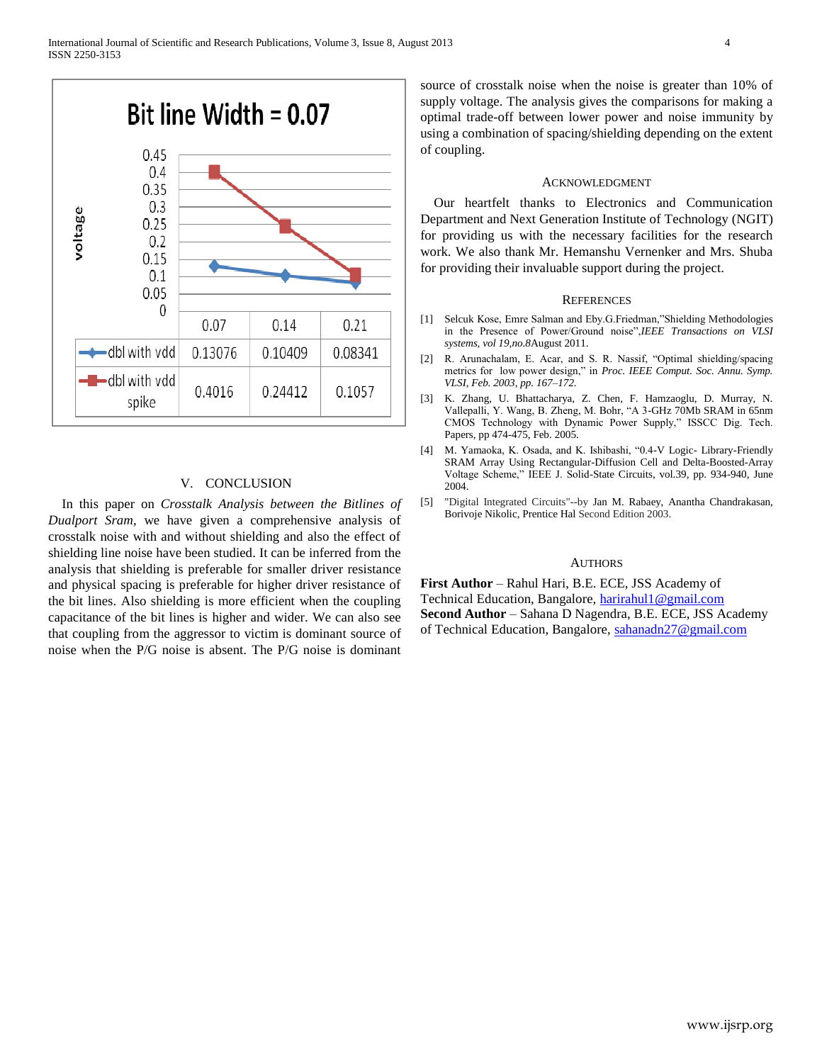Bit line Width = 0.07

voltage

0.45
0.4
0.35
0.3
0.25
0.2
0.15
0.1
0.05
0

0.07 0.14 0.21

dbl with vdd 0.13076 0.10409 0.08341

dbl with vdd spike 0.4016 0.24412 0.1057

## V. Conclusion

In this paper on *Crosstalk Analysis between the Bitlines of Dualport Sram*, we have given a comprehensive analysis of crosstalk noise with and without shielding and also the effect of shielding line noise have been studied. It can be inferred from the analysis that shielding is preferable for smaller driver resistance and physical spacing is preferable for higher driver resistance of the bit lines. Also shielding is more efficient when the coupling capacitance of the bit lines is higher and wider. We can also see that coupling from the aggressor to victim is dominant source of noise when the P/G noise is absent. The P/G noise is dominant source of crosstalk noise when the noise is greater than 10% of supply voltage. The analysis gives the comparisons for making a optimal trade-off between lower power and noise immunity by using a combination of spacing/shielding depending on the extent of coupling.

## Acknowledgment

Our heartfelt thanks to Electronics and Communication Department and Next Generation Institute of Technology (NGIT) for providing us with the necessary facilities for the research work. We also thank Mr. Hemanshu Vernenker and Mrs. Shuba for providing their invaluable support during the project.

## References

[1] Selcuk Kose, Emre Salman and Eby.G.Friedman,"Shielding Methodologies in the Presence of Power/Ground noise",*IEEE Transactions on VLSI systems, vol 19,no.8*August 2011.

[2] R. Arunachalam, E. Acar, and S. R. Nassif, "Optimal shielding/spacing metrics for low power design," in *Proc. IEEE Comput. Soc. Annu. Symp. VLSI, Feb. 2003, pp. 167–172.*

[3] K. Zhang, U. Bhattacharya, Z. Chen, F. Hamzaoglu, D. Murray, N. Vallepalli, Y. Wang, B. Zheng, M. Bohr, "A 3-GHz 70Mb SRAM in 65nm CMOS Technology with Dynamic Power Supply," ISSCC Dig. Tech. Papers, pp 474-475, Feb. 2005.

[4] M. Yamaoka, K. Osada, and K. Ishibashi, "0.4-V Logic- Library-Friendly SRAM Array Using Rectangular-Diffusion Cell and Delta-Boosted-Array Voltage Scheme," IEEE J. Solid-State Circuits, vol.39, pp. 934-940, June 2004.

[5] "Digital Integrated Circuits"--by Jan M. Rabaey, Anantha Chandrakasan, Borivoje Nikolic, Prentice Hal Second Edition 2003.

## Authors

**First Author** – Rahul Hari, B.E. ECE, JSS Academy of Technical Education, Bangalore, harirahul1@gmail.com

**Second Author** – Sahana D Nagendra, B.E. ECE, JSS Academy of Technical Education, Bangalore, sahanadn27@gmail.com